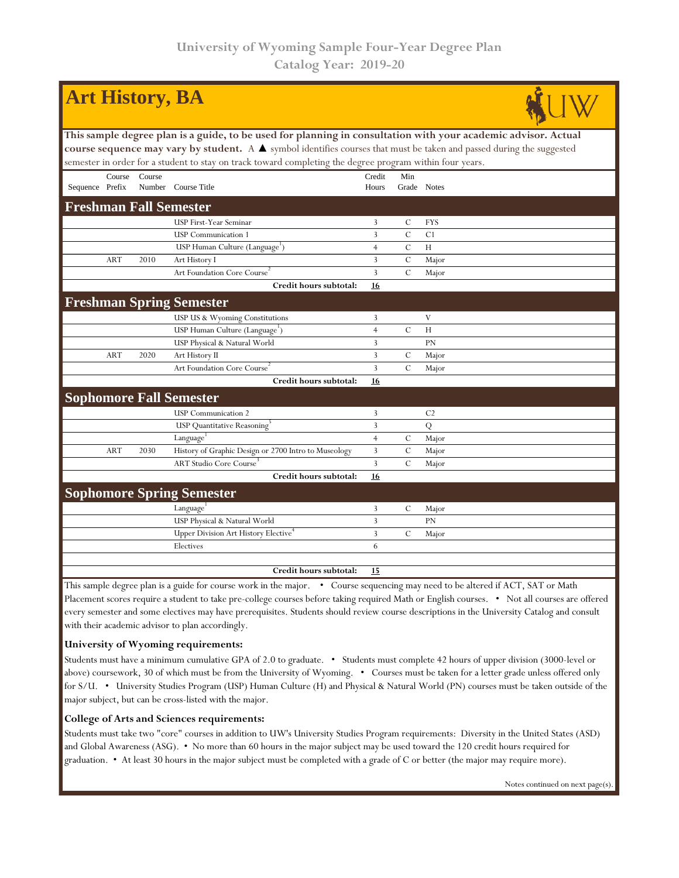# University of Wyoming Sample Four-Year Degree Plan
## Catalog Year: 2019-20

## Art History, BA

**This sample degree plan is a guide, to be used for planning in consultation with your academic advisor. Actual course sequence may vary by student.** A ▲ symbol identifies courses that must be taken and passed during the suggested semester in order for a student to stay on track toward completing the degree program within four years.

| Sequence | Course Prefix | Course Number | Course Title | Credit Hours | Min Grade | Notes |
|---|---|---|---|---|---|---|
| **Freshman Fall Semester** | | | | | | |
| | | | USP First-Year Seminar | 3 | C | FYS |
| | | | USP Communication 1 | 3 | C | C1 |
| | | | USP Human Culture (Language[1]) | 4 | C | H |
| | ART | 2010 | Art History I | 3 | C | Major |
| | | | Art Foundation Core Course[2] | 3 | C | Major |
| | | | **Credit hours subtotal:** | **16** | | |
| **Freshman Spring Semester** | | | | | | |
| | | | USP US & Wyoming Constitutions | 3 | | V |
| | | | USP Human Culture (Language[1]) | 4 | C | H |
| | | | USP Physical & Natural World | 3 | | PN |
| | ART | 2020 | Art History II | 3 | C | Major |
| | | | Art Foundation Core Course[2] | 3 | C | Major |
| | | | **Credit hours subtotal:** | **16** | | |
| **Sophomore Fall Semester** | | | | | | |
| | | | USP Communication 2 | 3 | | C2 |
| | | | USP Quantitative Reasoning[5] | 3 | | Q |
| | | | Language[1] | 4 | C | Major |
| | ART | 2030 | History of Graphic Design or 2700 Intro to Museology | 3 | C | Major |
| | | | ART Studio Core Course[3] | 3 | C | Major |
| | | | **Credit hours subtotal:** | **16** | | |
| **Sophomore Spring Semester** | | | | | | |
| | | | Language[1] | 3 | C | Major |
| | | | USP Physical & Natural World | 3 | | PN |
| | | | Upper Division Art History Elective[4] | 3 | C | Major |
| | | | Electives | 6 | | |
| | | | **Credit hours subtotal:** | **15** | | |

This sample degree plan is a guide for course work in the major. • Course sequencing may need to be altered if ACT, SAT or Math Placement scores require a student to take pre-college courses before taking required Math or English courses. • Not all courses are offered every semester and some electives may have prerequisites. Students should review course descriptions in the University Catalog and consult with their academic advisor to plan accordingly.

**University of Wyoming requirements:**

Students must have a minimum cumulative GPA of 2.0 to graduate. • Students must complete 42 hours of upper division (3000-level or above) coursework, 30 of which must be from the University of Wyoming. • Courses must be taken for a letter grade unless offered only for S/U. • University Studies Program (USP) Human Culture (H) and Physical & Natural World (PN) courses must be taken outside of the major subject, but can be cross-listed with the major.

**College of Arts and Sciences requirements:**

Students must take two "core" courses in addition to UW's University Studies Program requirements: Diversity in the United States (ASD) and Global Awareness (ASG). • No more than 60 hours in the major subject may be used toward the 120 credit hours required for graduation. • At least 30 hours in the major subject must be completed with a grade of C or better (the major may require more).

Notes continued on next page(s).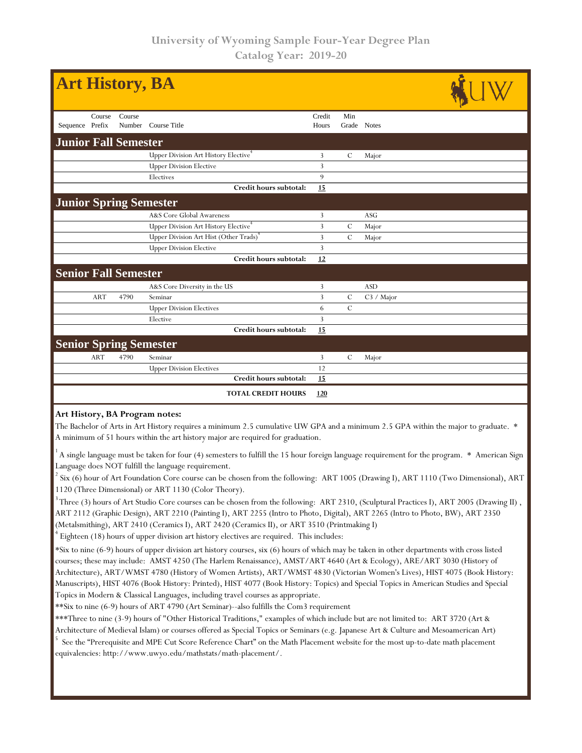University of Wyoming Sample Four-Year Degree Plan
Catalog Year: 2019-20

# Art History, BA

| Sequence | Course Prefix | Course Number | Course Title | Credit Hours | Min Grade | Notes |
|---|---|---|---|---|---|---|
| **Junior Fall Semester** | | | | | | |
| | | | Upper Division Art History Elective[4] | 3 | C | Major |
| | | | Upper Division Elective | 3 | | |
| | | | Electives | 9 | | |
| | | | **Credit hours subtotal:** | **15** | | |
| **Junior Spring Semester** | | | | | | |
| | | | A&S Core Global Awareness | 3 | | ASG |
| | | | Upper Division Art History Elective[4] | 3 | C | Major |
| | | | Upper Division Art Hist (Other Trads)[4] | 3 | C | Major |
| | | | Upper Division Elective | 3 | | |
| | | | **Credit hours subtotal:** | **12** | | |
| **Senior Fall Semester** | | | | | | |
| | | | A&S Core Diversity in the US | 3 | | ASD |
| | ART | 4790 | Seminar | 3 | C | C3 / Major |
| | | | Upper Division Electives | 6 | C | |
| | | | Elective | 3 | | |
| | | | **Credit hours subtotal:** | **15** | | |
| **Senior Spring Semester** | | | | | | |
| | ART | 4790 | Seminar | 3 | C | Major |
| | | | Upper Division Electives | 12 | | |
| | | | **Credit hours subtotal:** | **15** | | |
| | | | **TOTAL CREDIT HOURS** | **120** | | |

**Art History, BA Program notes:**

The Bachelor of Arts in Art History requires a minimum 2.5 cumulative UW GPA and a minimum 2.5 GPA within the major to graduate. * A minimum of 51 hours within the art history major are required for graduation.

[1] A single language must be taken for four (4) semesters to fulfill the 15 hour foreign language requirement for the program. * American Sign Language does NOT fulfill the language requirement.

[2] Six (6) hour of Art Foundation Core course can be chosen from the following: ART 1005 (Drawing I), ART 1110 (Two Dimensional), ART 1120 (Three Dimensional) or ART 1130 (Color Theory).

[3] Three (3) hours of Art Studio Core courses can be chosen from the following: ART 2310, (Sculptural Practices I), ART 2005 (Drawing II) , ART 2112 (Graphic Design), ART 2210 (Painting I), ART 2255 (Intro to Photo, Digital), ART 2265 (Intro to Photo, BW), ART 2350 (Metalsmithing), ART 2410 (Ceramics I), ART 2420 (Ceramics II), or ART 3510 (Printmaking I)

[4] Eighteen (18) hours of upper division art history electives are required. This includes:

*Six to nine (6-9) hours of upper division art history courses, six (6) hours of which may be taken in other departments with cross listed courses; these may include: AMST 4250 (The Harlem Renaissance), AMST/ART 4640 (Art & Ecology), ARE/ART 3030 (History of Architecture), ART/WMST 4780 (History of Women Artists), ART/WMST 4830 (Victorian Women's Lives), HIST 4075 (Book History: Manuscripts), HIST 4076 (Book History: Printed), HIST 4077 (Book History: Topics) and Special Topics in American Studies and Special Topics in Modern & Classical Languages, including travel courses as appropriate.

**Six to nine (6-9) hours of ART 4790 (Art Seminar)--also fulfills the Com3 requirement

***Three to nine (3-9) hours of "Other Historical Traditions," examples of which include but are not limited to: ART 3720 (Art & Architecture of Medieval Islam) or courses offered as Special Topics or Seminars (e.g. Japanese Art & Culture and Mesoamerican Art)

[5] See the "Prerequisite and MPE Cut Score Reference Chart" on the Math Placement website for the most up-to-date math placement equivalencies: http://www.uwyo.edu/mathstats/math-placement/.